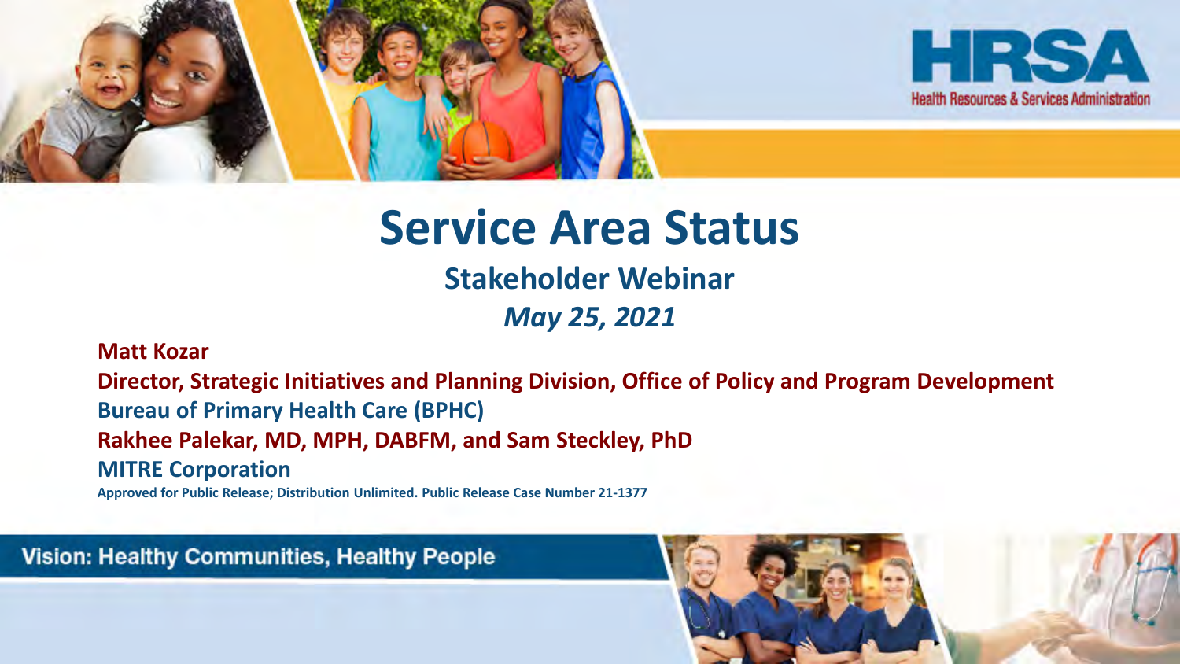HRSA

Health Resources & Services Administration

# Service Area Status

## Stakeholder Webinar

### *May 25, 2021*

**Matt Kozar**

**Director, Strategic Initiatives and Planning Division, Office of Policy and Program Development**

**Bureau of Primary Health Care (BPHC)**

**Rakhee Palekar, MD, MPH, DABFM, and Sam Steckley, PhD**

**MITRE Corporation**

**Approved for Public Release; Distribution Unlimited. Public Release Case Number 21-1377**

Vision: Healthy Communities, Healthy People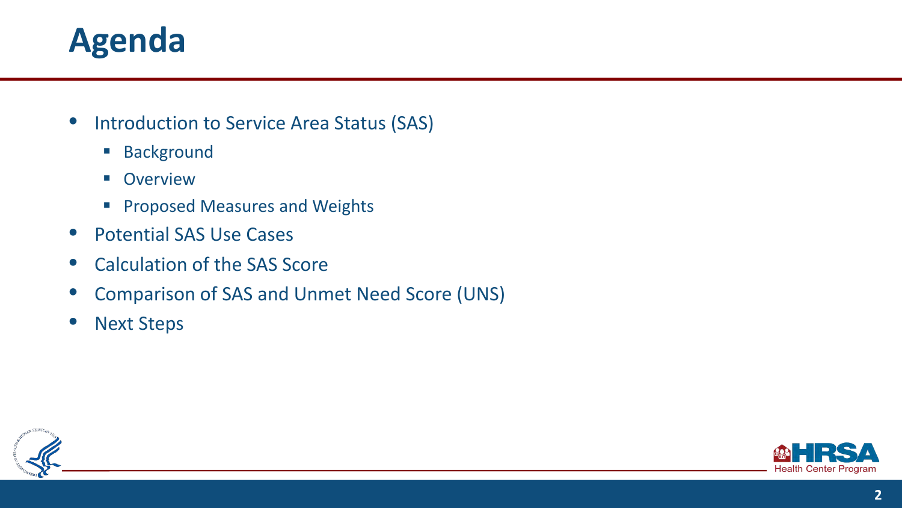# Agenda

- Introduction to Service Area Status (SAS)
  - Background
  - Overview
  - Proposed Measures and Weights
- Potential SAS Use Cases
- Calculation of the SAS Score
- Comparison of SAS and Unmet Need Score (UNS)
- Next Steps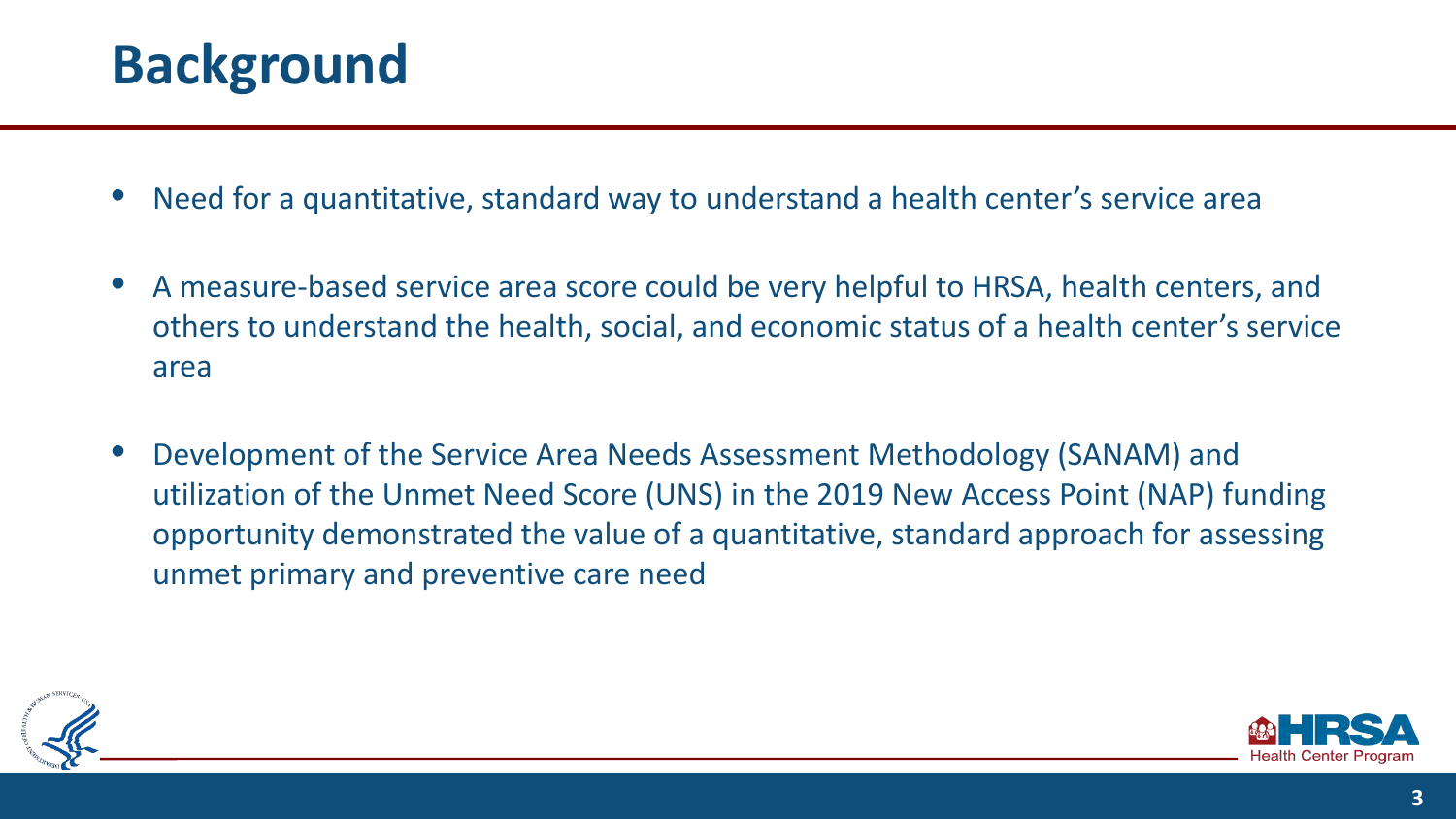# Background

- Need for a quantitative, standard way to understand a health center's service area
- A measure-based service area score could be very helpful to HRSA, health centers, and others to understand the health, social, and economic status of a health center's service area
- Development of the Service Area Needs Assessment Methodology (SANAM) and utilization of the Unmet Need Score (UNS) in the 2019 New Access Point (NAP) funding opportunity demonstrated the value of a quantitative, standard approach for assessing unmet primary and preventive care need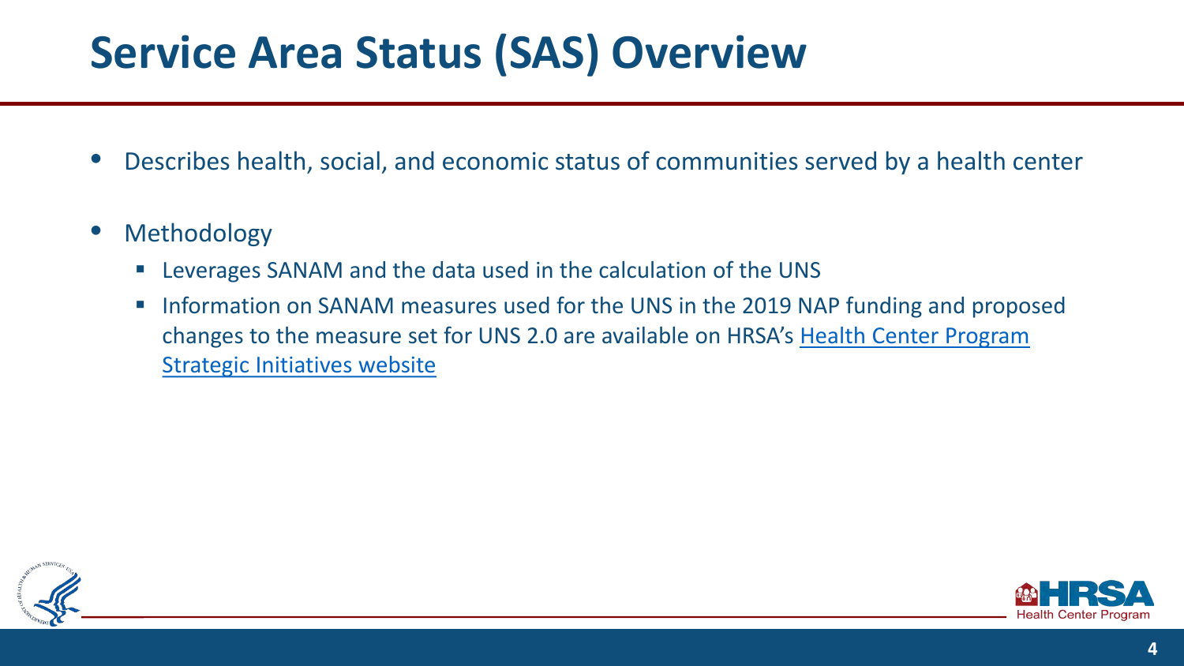# Service Area Status (SAS) Overview

- Describes health, social, and economic status of communities served by a health center
- Methodology
  - Leverages SANAM and the data used in the calculation of the UNS
  - Information on SANAM measures used for the UNS in the 2019 NAP funding and proposed changes to the measure set for UNS 2.0 are available on HRSA's Health Center Program Strategic Initiatives website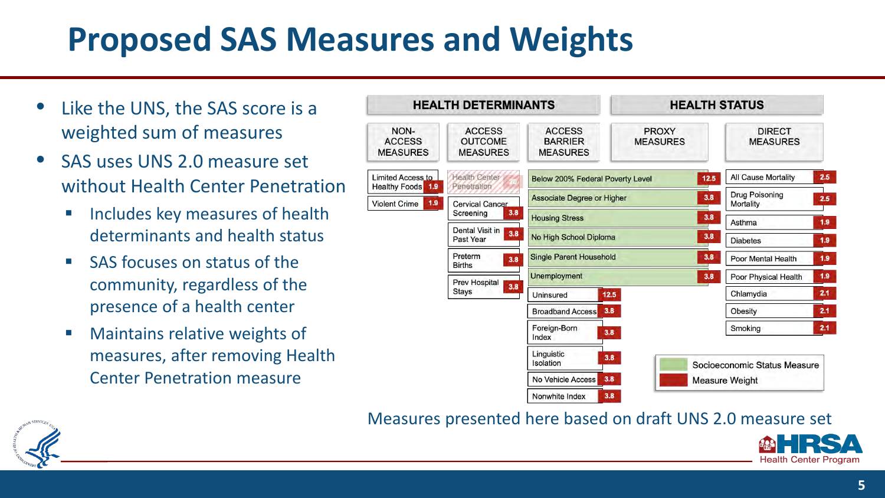# Proposed SAS Measures and Weights

- Like the UNS, the SAS score is a weighted sum of measures
- SAS uses UNS 2.0 measure set without Health Center Penetration
  - Includes key measures of health determinants and health status
  - SAS focuses on status of the community, regardless of the presence of a health center
  - Maintains relative weights of measures, after removing Health Center Penetration measure

| HEALTH DETERMINANTS | | | HEALTH STATUS | |
|---|---|---|---|---|
| NON-ACCESS MEASURES | ACCESS OUTCOME MEASURES | ACCESS BARRIER MEASURES | PROXY MEASURES | DIRECT MEASURES |
| Limited Access to Healthy Foods (1.9) | ~~Health Center Penetration~~ | Below 200% Federal Poverty Level (12.5) | | All Cause Mortality (2.5) |
| Violent Crime (1.9) | Cervical Cancer Screening (3.8) | Associate Degree or Higher (3.8) | | Drug Poisoning Mortality (2.5) |
| | Dental Visit in Past Year (3.8) | Housing Stress (3.8) | | Asthma (1.9) |
| | Preterm Births (3.8) | No High School Diploma (3.8) | | Diabetes (1.9) |
| | Prev Hospital Stays (3.8) | Single Parent Household (3.8) | | Poor Mental Health (1.9) |
| | | Unemployment (3.8) | | Poor Physical Health (1.9) |
| | | Uninsured (12.5) | | Chlamydia (2.1) |
| | | Broadband Access (3.8) | | Obesity (2.1) |
| | | Foreign-Born Index (3.8) | | Smoking (2.1) |
| | | Linguistic Isolation (3.8) | | |
| | | No Vehicle Access (3.8) | | |
| | | Nonwhite Index (3.8) | | |

Legend: Socioeconomic Status Measure (green; applies to Below 200% Federal Poverty Level, Associate Degree or Higher, Housing Stress, No High School Diploma, Single Parent Household, Unemployment); Measure Weight (red; values in parentheses)

Measures presented here based on draft UNS 2.0 measure set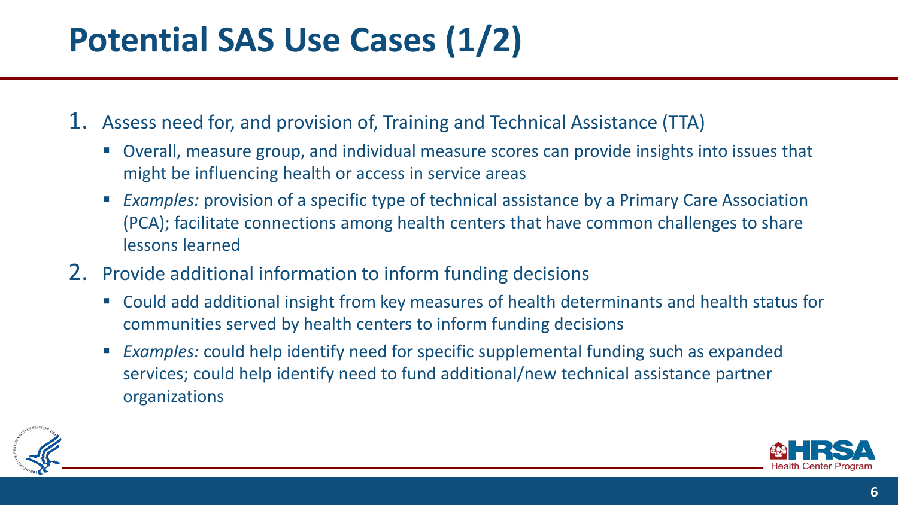# Potential SAS Use Cases (1/2)

1. Assess need for, and provision of, Training and Technical Assistance (TTA)
   - Overall, measure group, and individual measure scores can provide insights into issues that might be influencing health or access in service areas
   - *Examples:* provision of a specific type of technical assistance by a Primary Care Association (PCA); facilitate connections among health centers that have common challenges to share lessons learned
2. Provide additional information to inform funding decisions
   - Could add additional insight from key measures of health determinants and health status for communities served by health centers to inform funding decisions
   - *Examples:* could help identify need for specific supplemental funding such as expanded services; could help identify need to fund additional/new technical assistance partner organizations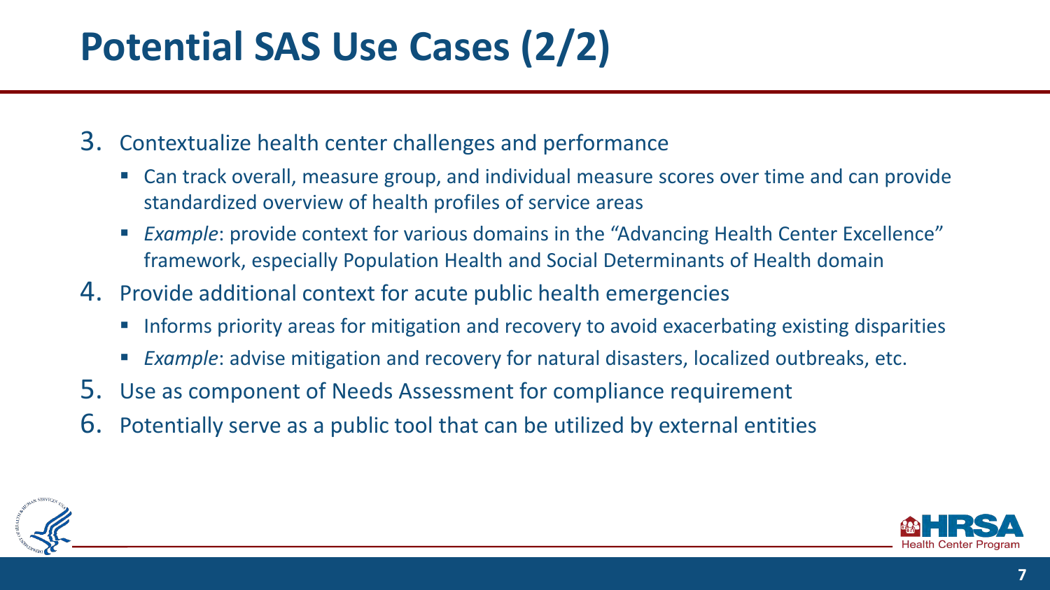# Potential SAS Use Cases (2/2)

3. Contextualize health center challenges and performance
   - Can track overall, measure group, and individual measure scores over time and can provide standardized overview of health profiles of service areas
   - *Example*: provide context for various domains in the "Advancing Health Center Excellence" framework, especially Population Health and Social Determinants of Health domain
4. Provide additional context for acute public health emergencies
   - Informs priority areas for mitigation and recovery to avoid exacerbating existing disparities
   - *Example*: advise mitigation and recovery for natural disasters, localized outbreaks, etc.
5. Use as component of Needs Assessment for compliance requirement
6. Potentially serve as a public tool that can be utilized by external entities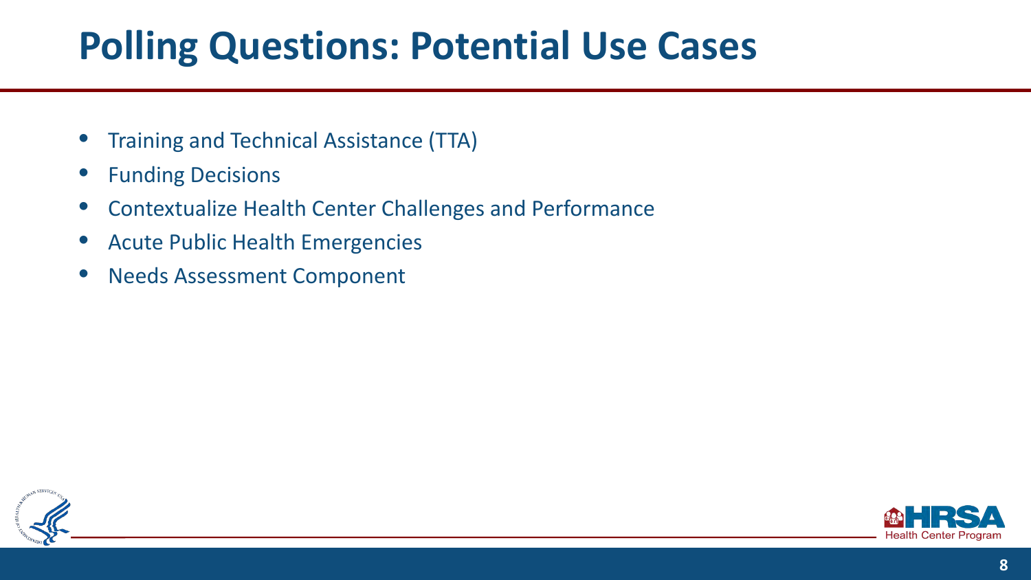# Polling Questions: Potential Use Cases

- Training and Technical Assistance (TTA)
- Funding Decisions
- Contextualize Health Center Challenges and Performance
- Acute Public Health Emergencies
- Needs Assessment Component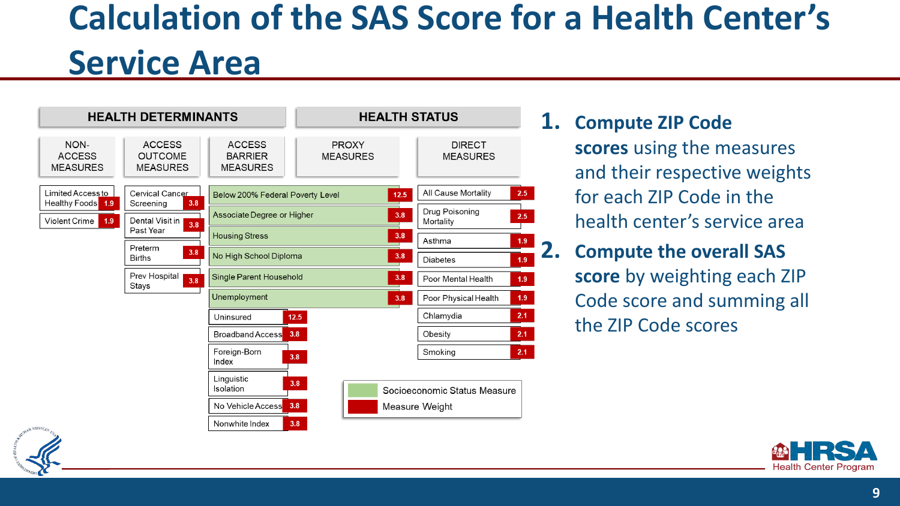# Calculation of the SAS Score for a Health Center's Service Area

| HEALTH DETERMINANTS | | | HEALTH STATUS | |
|---|---|---|---|---|
| NON-ACCESS MEASURES | ACCESS OUTCOME MEASURES | ACCESS BARRIER MEASURES | PROXY MEASURES | DIRECT MEASURES |
| Limited Access to Healthy Foods (1.9) | Cervical Cancer Screening (3.8) | Below 200% Federal Poverty Level (12.5)* | | All Cause Mortality (2.5) |
| Violent Crime (1.9) | Dental Visit in Past Year (3.8) | Associate Degree or Higher (3.8)* | | Drug Poisoning Mortality (2.5) |
| | Preterm Births (3.8) | Housing Stress (3.8)* | | Asthma (1.9) |
| | Prev Hospital Stays (3.8) | No High School Diploma (3.8)* | | Diabetes (1.9) |
| | | Single Parent Household (3.8)* | | Poor Mental Health (1.9) |
| | | Unemployment (3.8)* | | Poor Physical Health (1.9) |
| | | Uninsured (12.5) | | Chlamydia (2.1) |
| | | Broadband Access (3.8) | | Obesity (2.1) |
| | | Foreign-Born Index (3.8) | | Smoking (2.1) |
| | | Linguistic Isolation (3.8) | | |
| | | No Vehicle Access (3.8) | | |
| | | Nonwhite Index (3.8) | | |

Legend: * Socioeconomic Status Measure; (number) Measure Weight

1. **Compute ZIP Code scores** using the measures and their respective weights for each ZIP Code in the health center's service area
2. **Compute the overall SAS score** by weighting each ZIP Code score and summing all the ZIP Code scores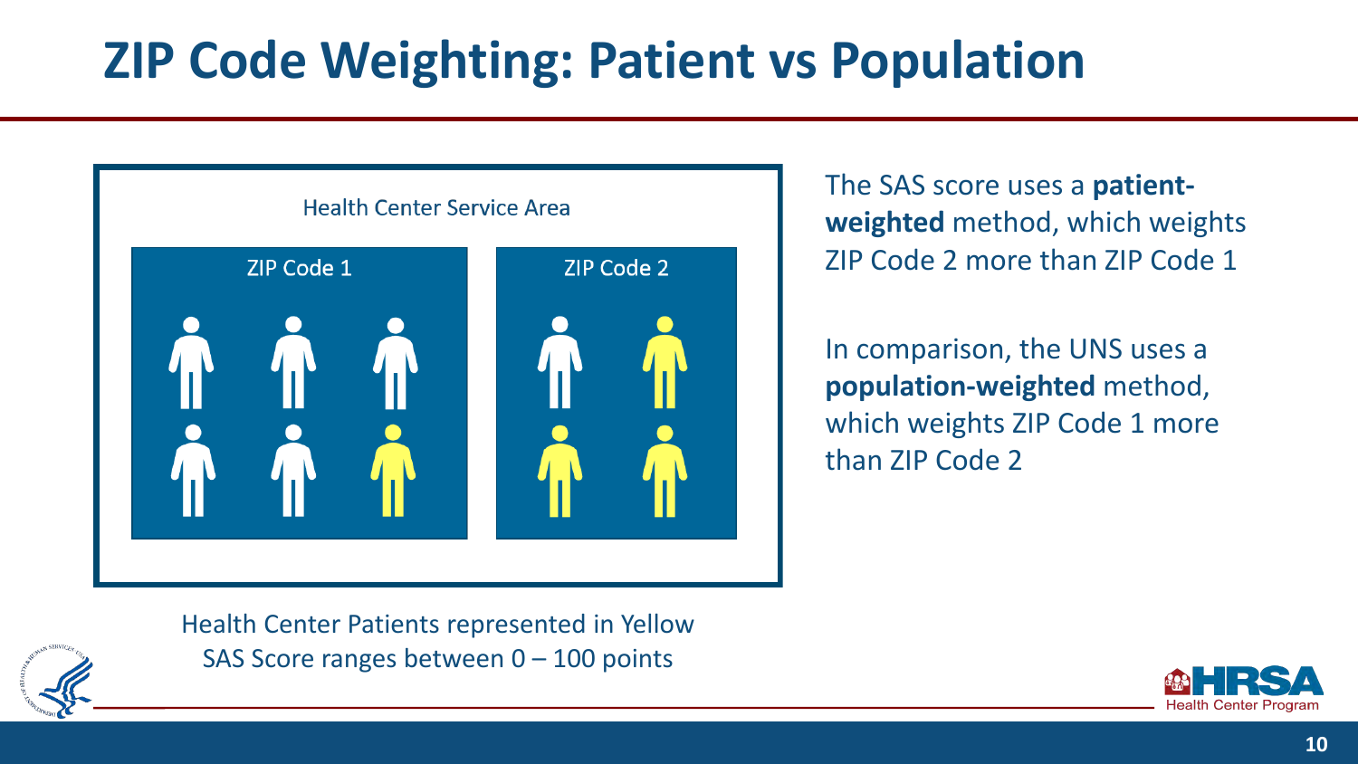# ZIP Code Weighting: Patient vs Population

Health Center Service Area

ZIP Code 1

ZIP Code 2

Health Center Patients represented in Yellow
SAS Score ranges between 0 – 100 points

The SAS score uses a **patient-weighted** method, which weights ZIP Code 2 more than ZIP Code 1

In comparison, the UNS uses a **population-weighted** method, which weights ZIP Code 1 more than ZIP Code 2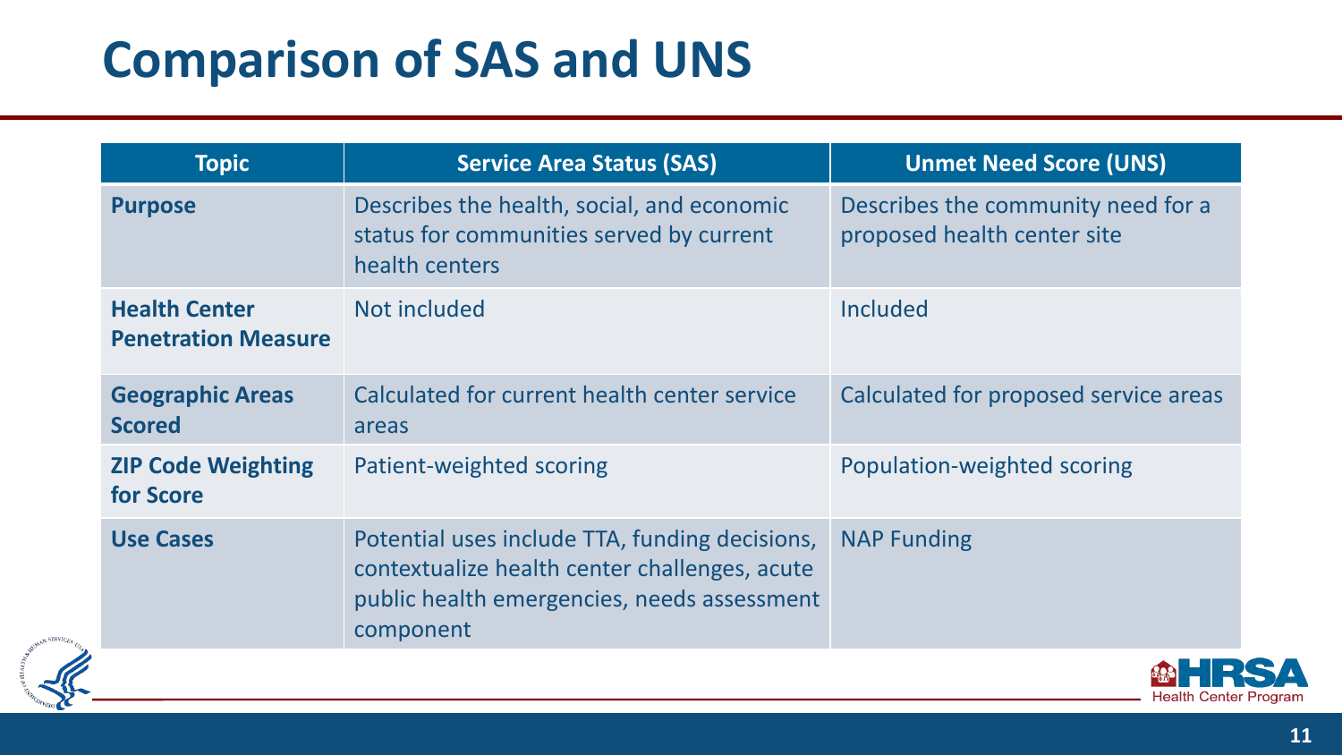# Comparison of SAS and UNS

| Topic | Service Area Status (SAS) | Unmet Need Score (UNS) |
|---|---|---|
| **Purpose** | Describes the health, social, and economic status for communities served by current health centers | Describes the community need for a proposed health center site |
| **Health Center Penetration Measure** | Not included | Included |
| **Geographic Areas Scored** | Calculated for current health center service areas | Calculated for proposed service areas |
| **ZIP Code Weighting for Score** | Patient-weighted scoring | Population-weighted scoring |
| **Use Cases** | Potential uses include TTA, funding decisions, contextualize health center challenges, acute public health emergencies, needs assessment component | NAP Funding |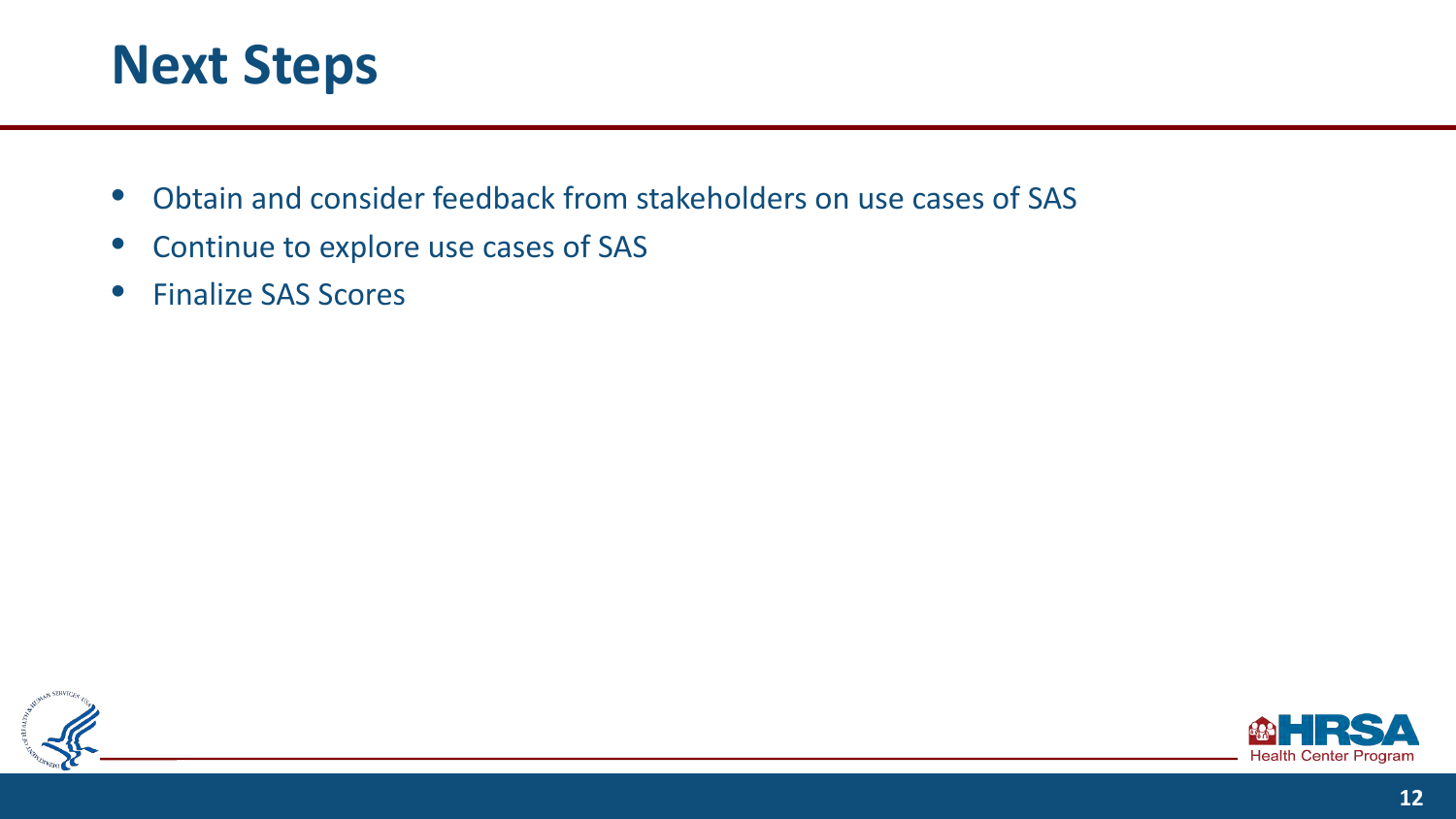# Next Steps

- Obtain and consider feedback from stakeholders on use cases of SAS
- Continue to explore use cases of SAS
- Finalize SAS Scores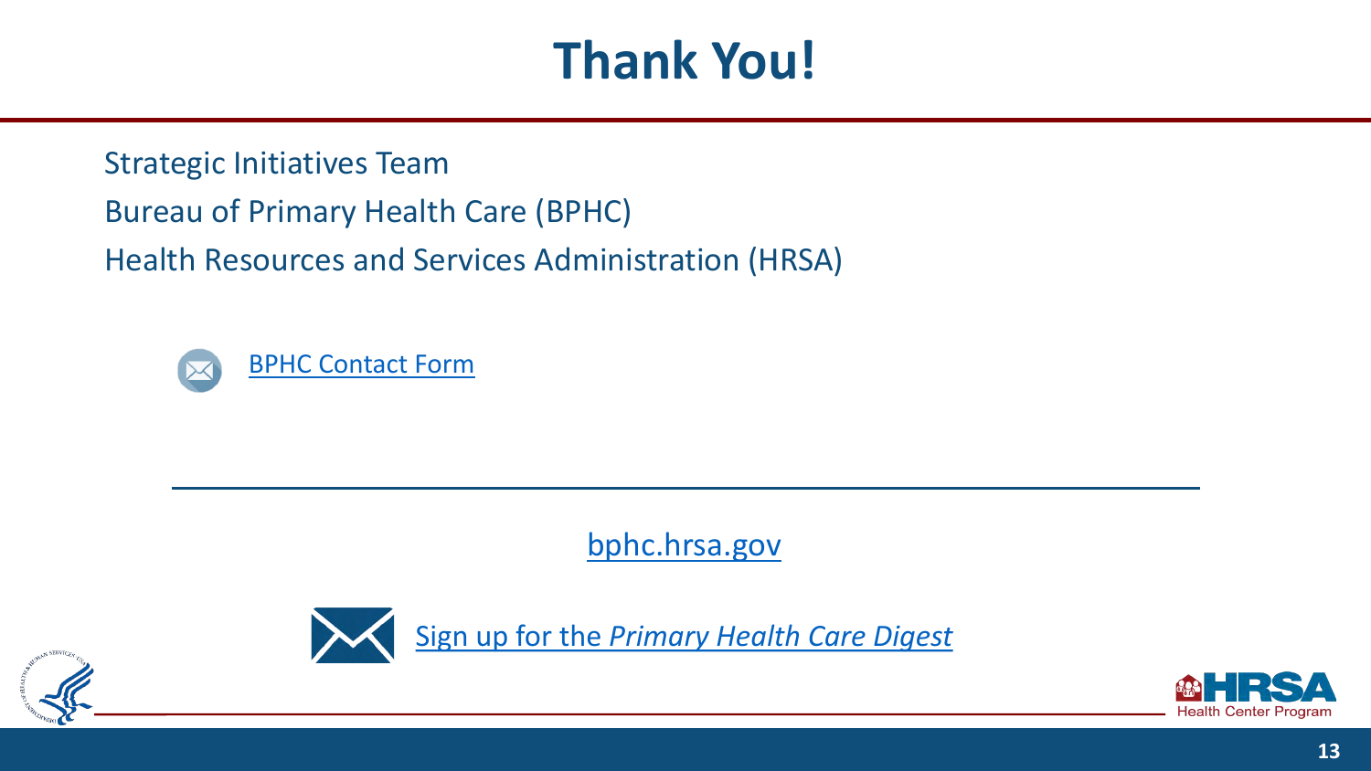# Thank You!

Strategic Initiatives Team

Bureau of Primary Health Care (BPHC)

Health Resources and Services Administration (HRSA)

BPHC Contact Form

bphc.hrsa.gov

Sign up for the *Primary Health Care Digest*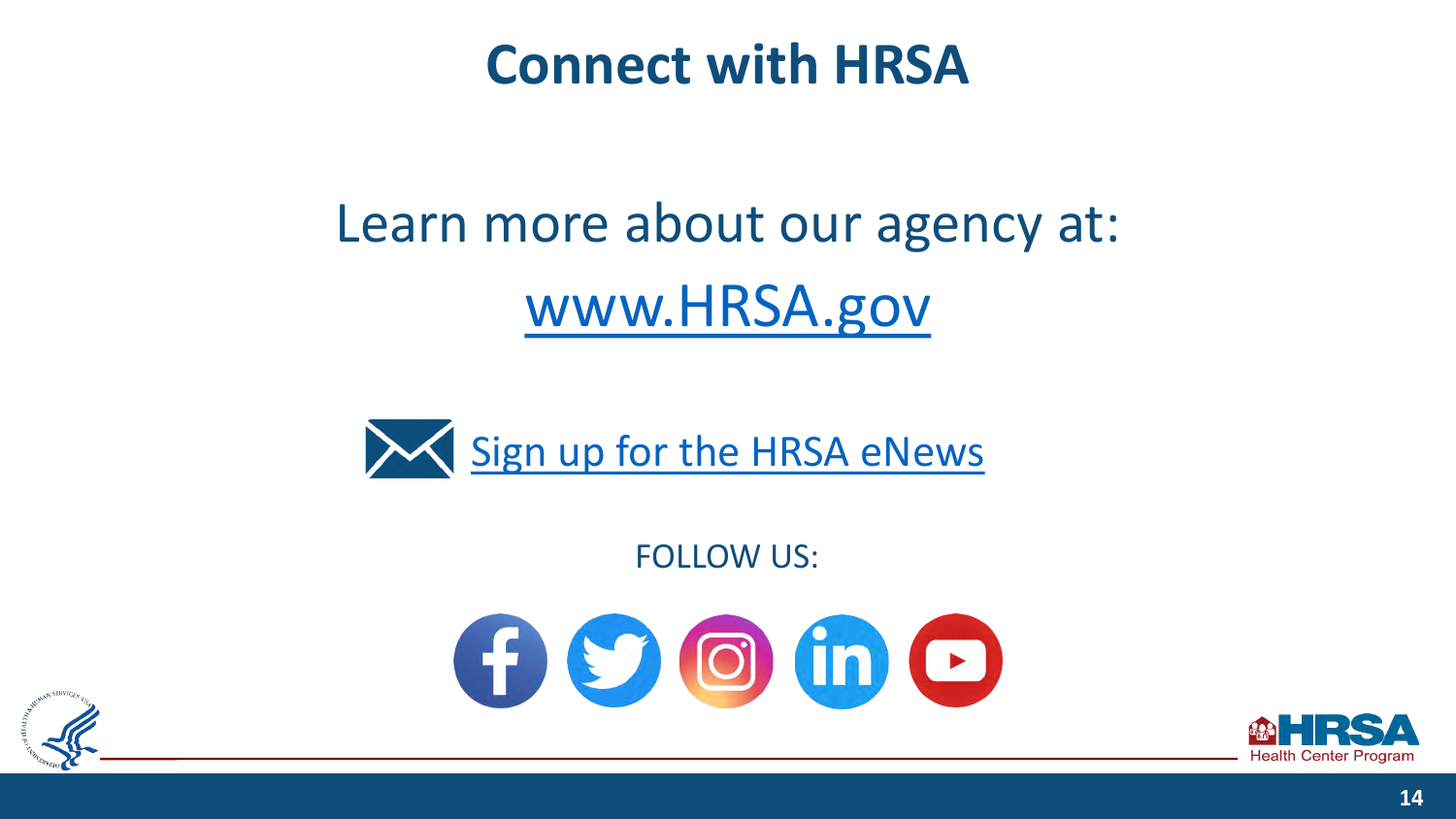# Connect with HRSA

Learn more about our agency at:

www.HRSA.gov

Sign up for the HRSA eNews

FOLLOW US: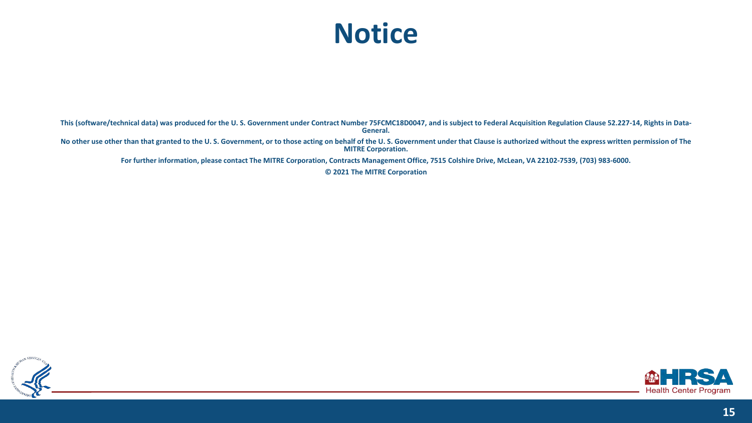# Notice

**This (software/technical data) was produced for the U. S. Government under Contract Number 75FCMC18D0047, and is subject to Federal Acquisition Regulation Clause 52.227-14, Rights in Data-General.**

**No other use other than that granted to the U. S. Government, or to those acting on behalf of the U. S. Government under that Clause is authorized without the express written permission of The MITRE Corporation.**

**For further information, please contact The MITRE Corporation, Contracts Management Office, 7515 Colshire Drive, McLean, VA 22102-7539, (703) 983-6000.**

**© 2021 The MITRE Corporation**